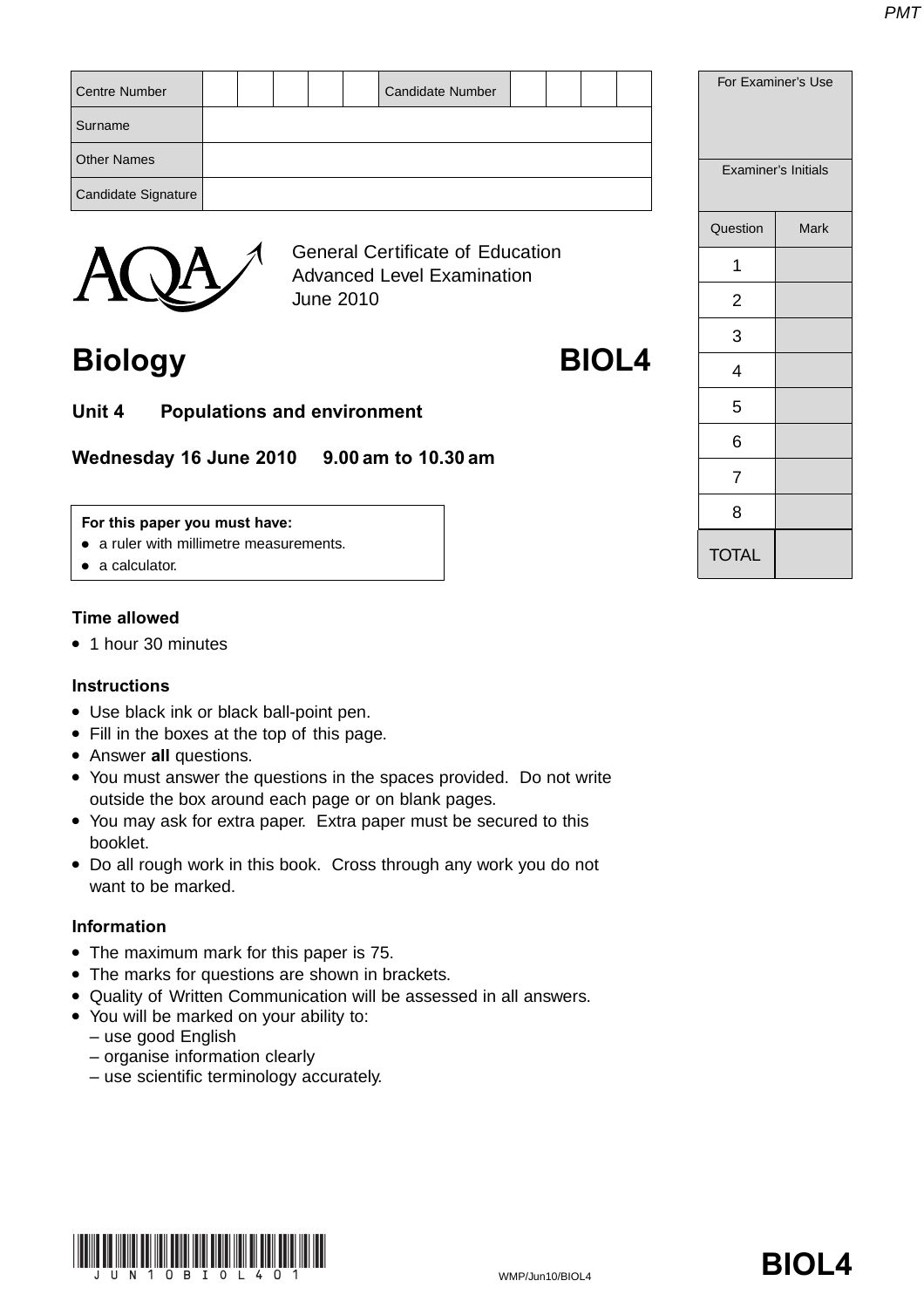| Centre Number | | | | | | Candidate Number | | | | |
|---|---|---|---|---|---|---|---|---|---|---|
| Surname | | | | | | | | | | |
| Other Names | | | | | | | | | | |
| Candidate Signature | | | | | | | | | | |

| For Examiner's Use | |
|---|---|
| Examiner's Initials | |
| Question | Mark |
| 1 | |
| 2 | |
| 3 | |
| 4 | |
| 5 | |
| 6 | |
| 7 | |
| 8 | |
| TOTAL | |

AQA

General Certificate of Education
Advanced Level Examination
June 2010

# Biology BIOL4

## Unit 4 Populations and environment

**Wednesday 16 June 2010 9.00 am to 10.30 am**

**For this paper you must have:**
- a ruler with millimetre measurements.
- a calculator.

### Time allowed
- 1 hour 30 minutes

### Instructions
- Use black ink or black ball-point pen.
- Fill in the boxes at the top of this page.
- Answer **all** questions.
- You must answer the questions in the spaces provided. Do not write outside the box around each page or on blank pages.
- You may ask for extra paper. Extra paper must be secured to this booklet.
- Do all rough work in this book. Cross through any work you do not want to be marked.

### Information
- The maximum mark for this paper is 75.
- The marks for questions are shown in brackets.
- Quality of Written Communication will be assessed in all answers.
- You will be marked on your ability to:
  – use good English
  – organise information clearly
  – use scientific terminology accurately.

JUN10BIOL401

WMP/Jun10/BIOL4

**BIOL4**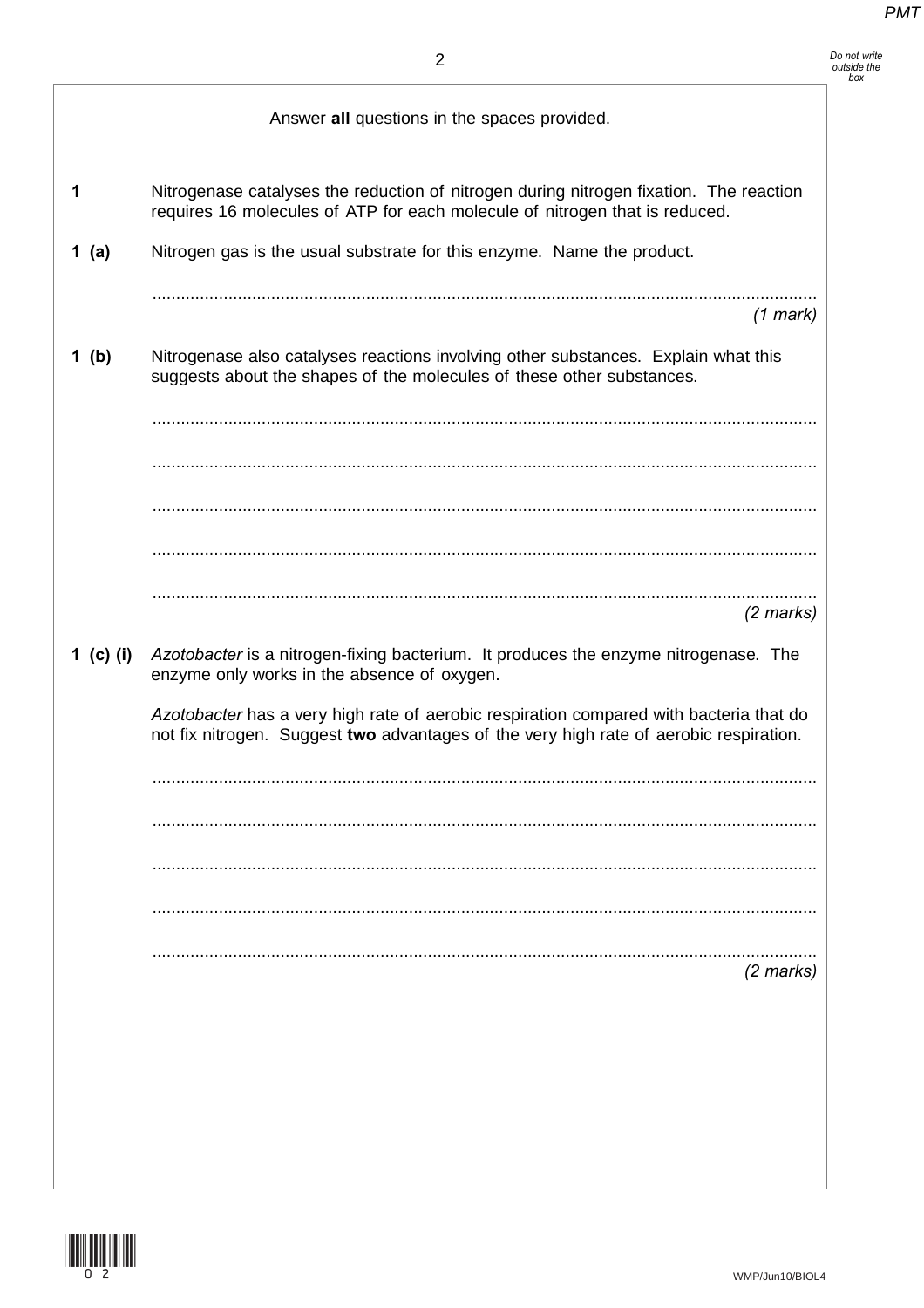Answer **all** questions in the spaces provided.

**1** Nitrogenase catalyses the reduction of nitrogen during nitrogen fixation. The reaction requires 16 molecules of ATP for each molecule of nitrogen that is reduced.

**1 (a)** Nitrogen gas is the usual substrate for this enzyme. Name the product.

.............................................................................................................................................

*(1 mark)*

**1 (b)** Nitrogenase also catalyses reactions involving other substances. Explain what this suggests about the shapes of the molecules of these other substances.

.............................................................................................................................................

.............................................................................................................................................

.............................................................................................................................................

.............................................................................................................................................

.............................................................................................................................................

*(2 marks)*

**1 (c) (i)** *Azotobacter* is a nitrogen-fixing bacterium. It produces the enzyme nitrogenase. The enzyme only works in the absence of oxygen.

*Azotobacter* has a very high rate of aerobic respiration compared with bacteria that do not fix nitrogen. Suggest **two** advantages of the very high rate of aerobic respiration.

.............................................................................................................................................

.............................................................................................................................................

.............................................................................................................................................

.............................................................................................................................................

.............................................................................................................................................

*(2 marks)*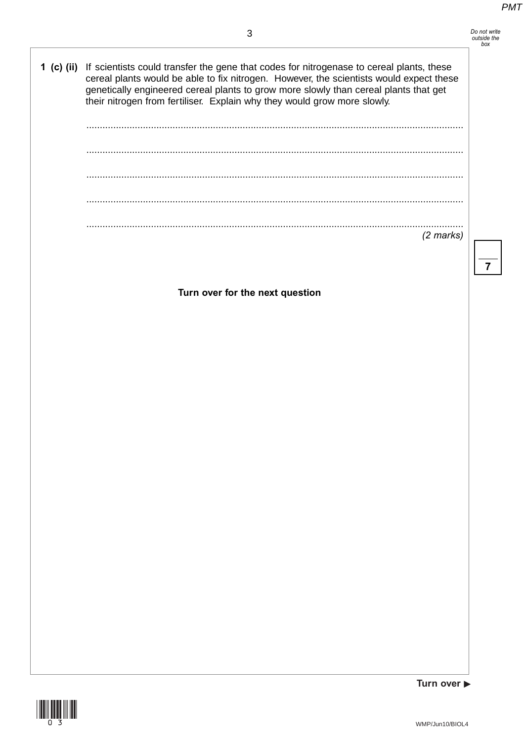**1 (c) (ii)** If scientists could transfer the gene that codes for nitrogenase to cereal plants, these cereal plants would be able to fix nitrogen. However, the scientists would expect these genetically engineered cereal plants to grow more slowly than cereal plants that get their nitrogen from fertiliser. Explain why they would grow more slowly.

..........................................................................................................................................

..........................................................................................................................................

..........................................................................................................................................

..........................................................................................................................................

..........................................................................................................................................

*(2 marks)*

**Turn over for the next question**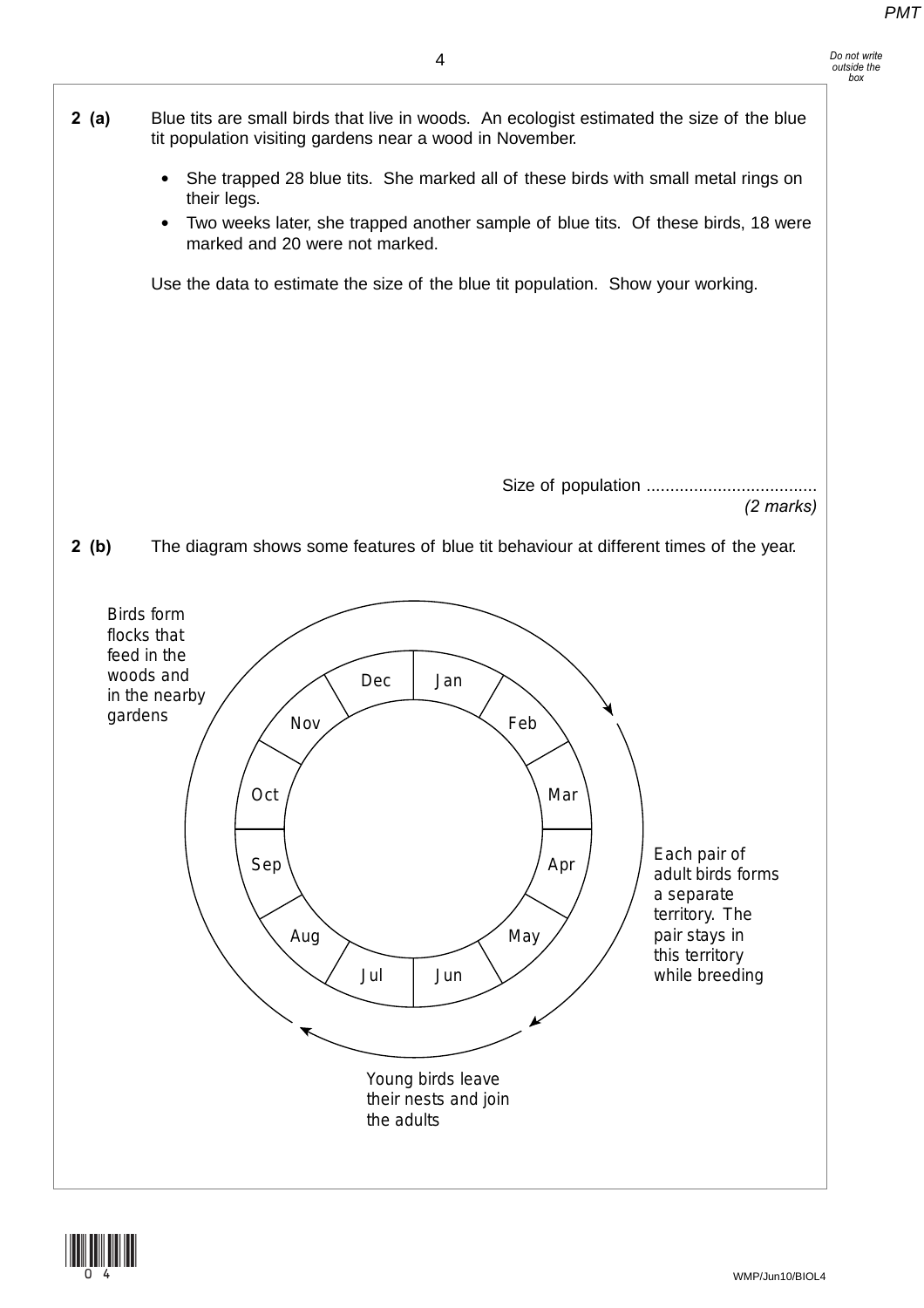**2 (a)** Blue tits are small birds that live in woods. An ecologist estimated the size of the blue tit population visiting gardens near a wood in November.

- She trapped 28 blue tits. She marked all of these birds with small metal rings on their legs.
- Two weeks later, she trapped another sample of blue tits. Of these birds, 18 were marked and 20 were not marked.

Use the data to estimate the size of the blue tit population. Show your working.

Size of population ....................................

*(2 marks)*

**2 (b)** The diagram shows some features of blue tit behaviour at different times of the year.

Birds form flocks that feed in the woods and in the nearby gardens

Dec | Jan | Feb | Mar | Apr | May | Jun | Jul | Aug | Sep | Oct | Nov

Each pair of adult birds forms a separate territory. The pair stays in this territory while breeding

Young birds leave their nests and join the adults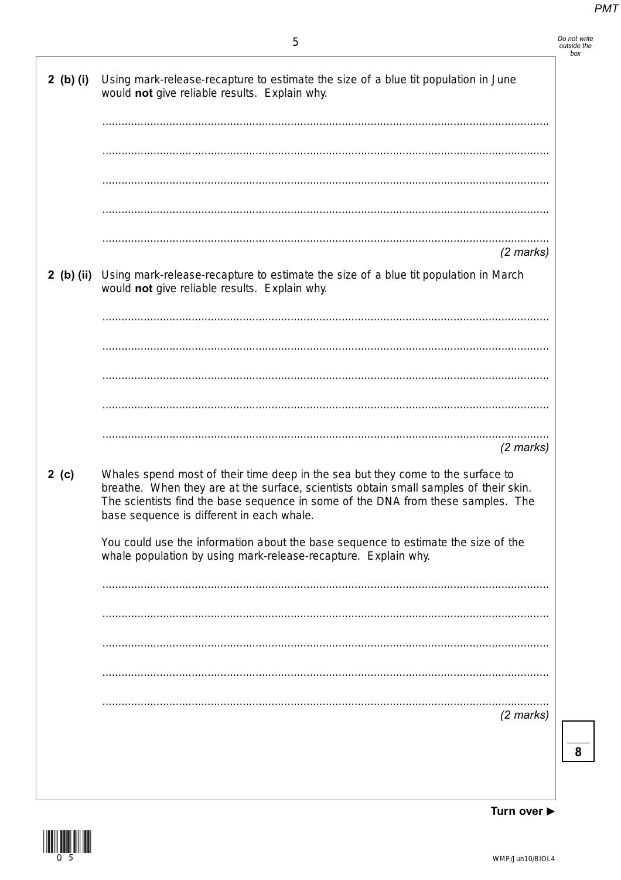**2 (b) (i)** Using mark-release-recapture to estimate the size of a blue tit population in June would **not** give reliable results. Explain why.

.............................................................................................................................................

.............................................................................................................................................

.............................................................................................................................................

.............................................................................................................................................

.............................................................................................................................................

*(2 marks)*

**2 (b) (ii)** Using mark-release-recapture to estimate the size of a blue tit population in March would **not** give reliable results. Explain why.

.............................................................................................................................................

.............................................................................................................................................

.............................................................................................................................................

.............................................................................................................................................

.............................................................................................................................................

*(2 marks)*

**2 (c)** Whales spend most of their time deep in the sea but they come to the surface to breathe. When they are at the surface, scientists obtain small samples of their skin. The scientists find the base sequence in some of the DNA from these samples. The base sequence is different in each whale.

You could use the information about the base sequence to estimate the size of the whale population by using mark-release-recapture. Explain why.

.............................................................................................................................................

.............................................................................................................................................

.............................................................................................................................................

.............................................................................................................................................

.............................................................................................................................................

*(2 marks)*

**8**

**Turn over ►**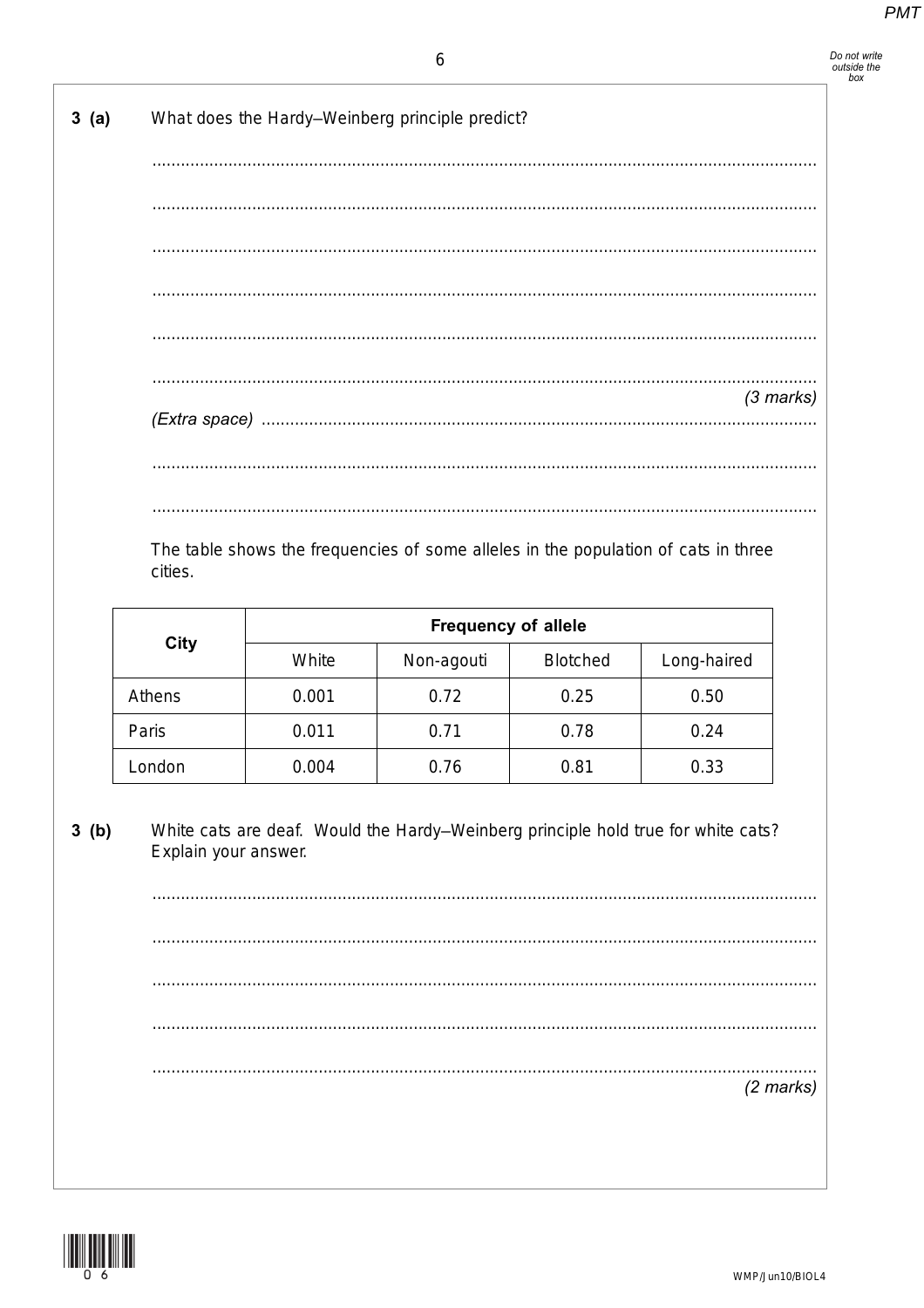**3 (a)** What does the Hardy–Weinberg principle predict?

..............................................................................................................................................

..............................................................................................................................................

..............................................................................................................................................

..............................................................................................................................................

..............................................................................................................................................

..............................................................................................................................................

*(3 marks)*

*(Extra space)* ..............................................................................................................................

..............................................................................................................................................

..............................................................................................................................................

The table shows the frequencies of some alleles in the population of cats in three cities.

| City | Frequency of allele | | | |
|---|---|---|---|---|
| | White | Non-agouti | Blotched | Long-haired |
| Athens | 0.001 | 0.72 | 0.25 | 0.50 |
| Paris | 0.011 | 0.71 | 0.78 | 0.24 |
| London | 0.004 | 0.76 | 0.81 | 0.33 |

**3 (b)** White cats are deaf. Would the Hardy–Weinberg principle hold true for white cats? Explain your answer.

..............................................................................................................................................

..............................................................................................................................................

..............................................................................................................................................

..............................................................................................................................................

..............................................................................................................................................

*(2 marks)*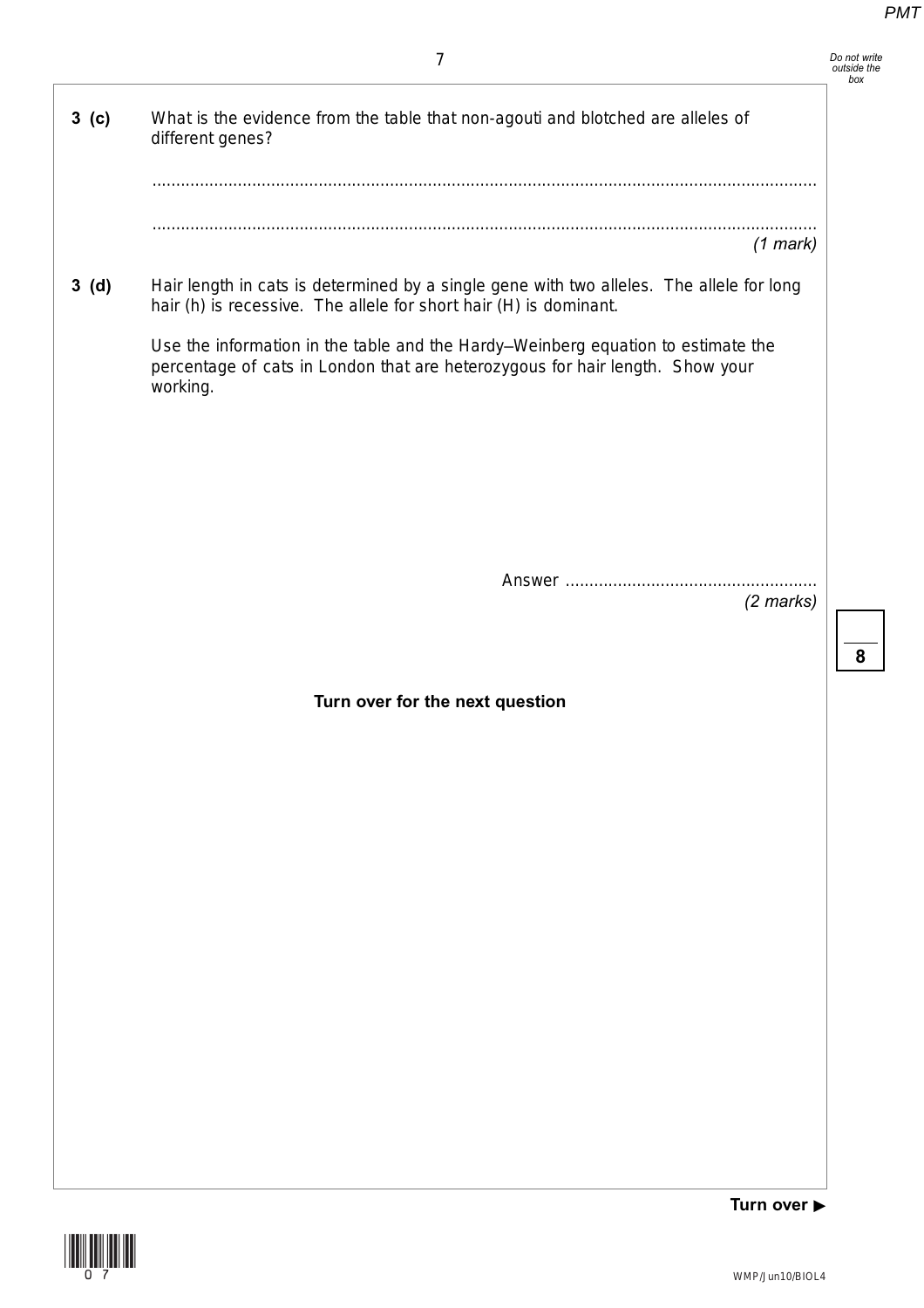**3 (c)** What is the evidence from the table that non-agouti and blotched are alleles of different genes?

..........................................................................................................................................

..........................................................................................................................................

*(1 mark)*

**3 (d)** Hair length in cats is determined by a single gene with two alleles. The allele for long hair (h) is recessive. The allele for short hair (H) is dominant.

Use the information in the table and the Hardy–Weinberg equation to estimate the percentage of cats in London that are heterozygous for hair length. Show your working.

Answer ....................................................

*(2 marks)*

**Turn over for the next question**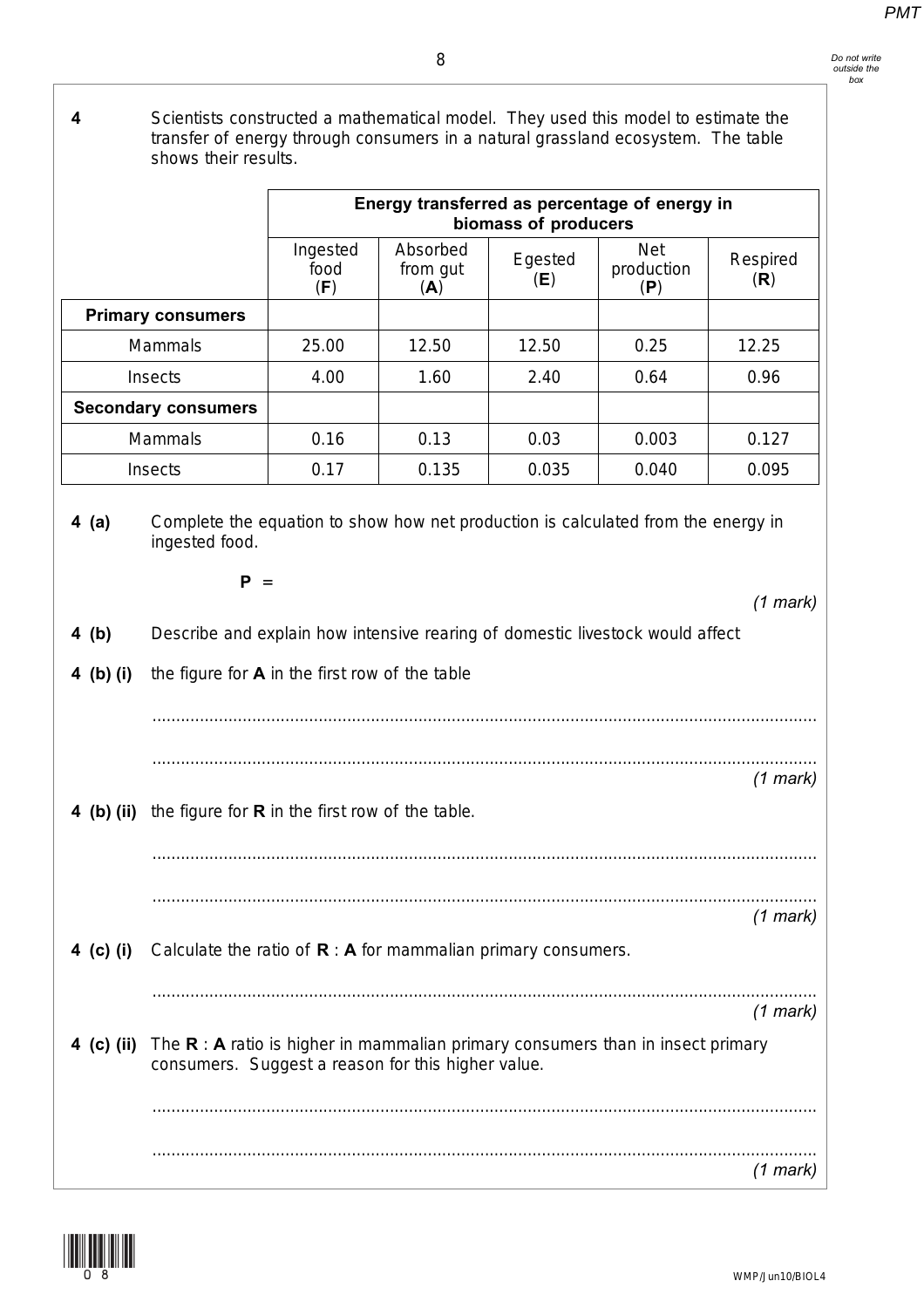**4** Scientists constructed a mathematical model. They used this model to estimate the transfer of energy through consumers in a natural grassland ecosystem. The table shows their results.

| | Energy transferred as percentage of energy in biomass of producers | | | | |
|---|---|---|---|---|---|
| | Ingested food (**F**) | Absorbed from gut (**A**) | Egested (**E**) | Net production (**P**) | Respired (**R**) |
| **Primary consumers** | | | | | |
| Mammals | 25.00 | 12.50 | 12.50 | 0.25 | 12.25 |
| Insects | 4.00 | 1.60 | 2.40 | 0.64 | 0.96 |
| **Secondary consumers** | | | | | |
| Mammals | 0.16 | 0.13 | 0.03 | 0.003 | 0.127 |
| Insects | 0.17 | 0.135 | 0.035 | 0.040 | 0.095 |

**4 (a)** Complete the equation to show how net production is calculated from the energy in ingested food.

**P** =

*(1 mark)*

**4 (b)** Describe and explain how intensive rearing of domestic livestock would affect

**4 (b) (i)** the figure for **A** in the first row of the table

.............................................................................................................................................

.............................................................................................................................................
*(1 mark)*

**4 (b) (ii)** the figure for **R** in the first row of the table.

.............................................................................................................................................

.............................................................................................................................................
*(1 mark)*

**4 (c) (i)** Calculate the ratio of **R** : **A** for mammalian primary consumers.

.............................................................................................................................................
*(1 mark)*

**4 (c) (ii)** The **R** : **A** ratio is higher in mammalian primary consumers than in insect primary consumers. Suggest a reason for this higher value.

.............................................................................................................................................

.............................................................................................................................................
*(1 mark)*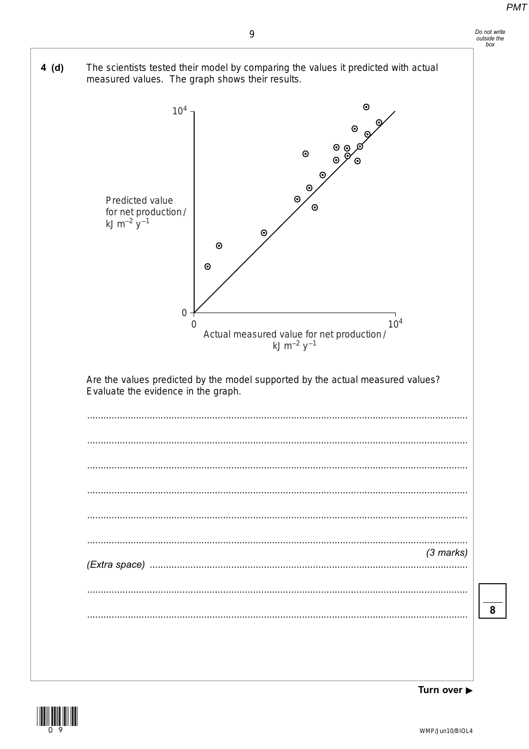**4 (d)** The scientists tested their model by comparing the values it predicted with actual measured values. The graph shows their results.

Predicted value for net production / kJ $m^{-2}$ $y^{-1}$

Actual measured value for net production / kJ $m^{-2}$ $y^{-1}$

Are the values predicted by the model supported by the actual measured values? Evaluate the evidence in the graph.

.......................................................................................................................................

.......................................................................................................................................

.......................................................................................................................................

.......................................................................................................................................

.......................................................................................................................................

.......................................................................................................................................

*(3 marks)*

*(Extra space)* ..........................................................................................................

.......................................................................................................................................

.......................................................................................................................................

**8**

**Turn over ▶**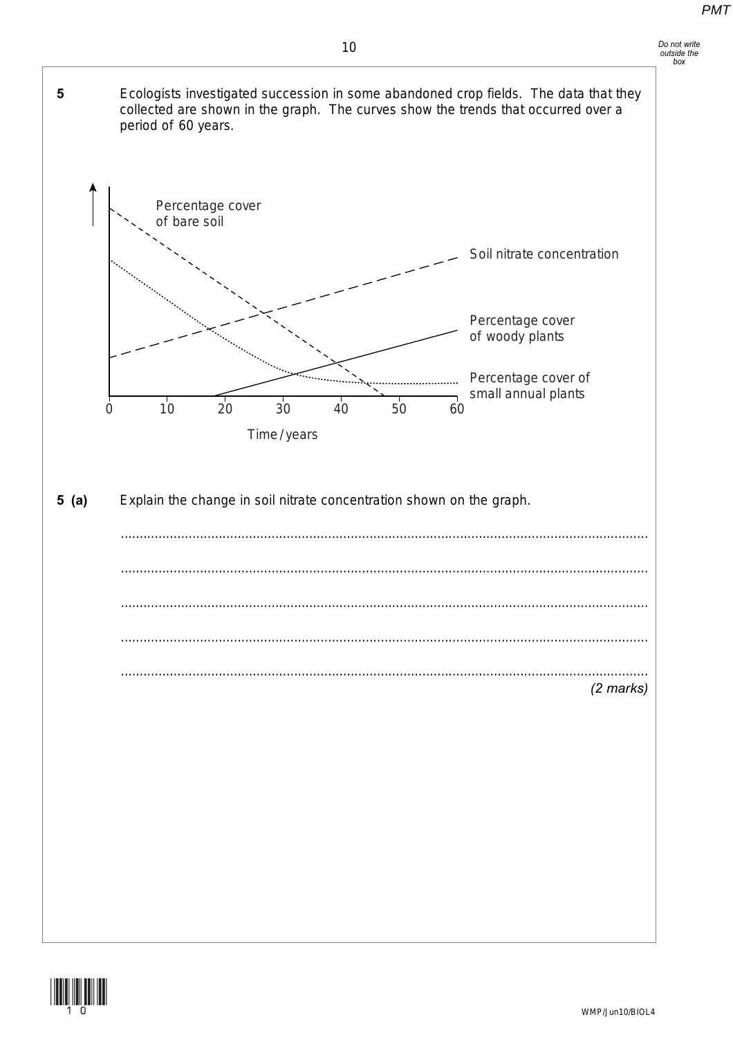**5** Ecologists investigated succession in some abandoned crop fields. The data that they collected are shown in the graph. The curves show the trends that occurred over a period of 60 years.

Percentage cover of bare soil

Soil nitrate concentration

Percentage cover of woody plants

Percentage cover of small annual plants

0 10 20 30 40 50 60

Time / years

**5 (a)** Explain the change in soil nitrate concentration shown on the graph.

............................................................................................................................................

............................................................................................................................................

............................................................................................................................................

............................................................................................................................................

............................................................................................................................................

*(2 marks)*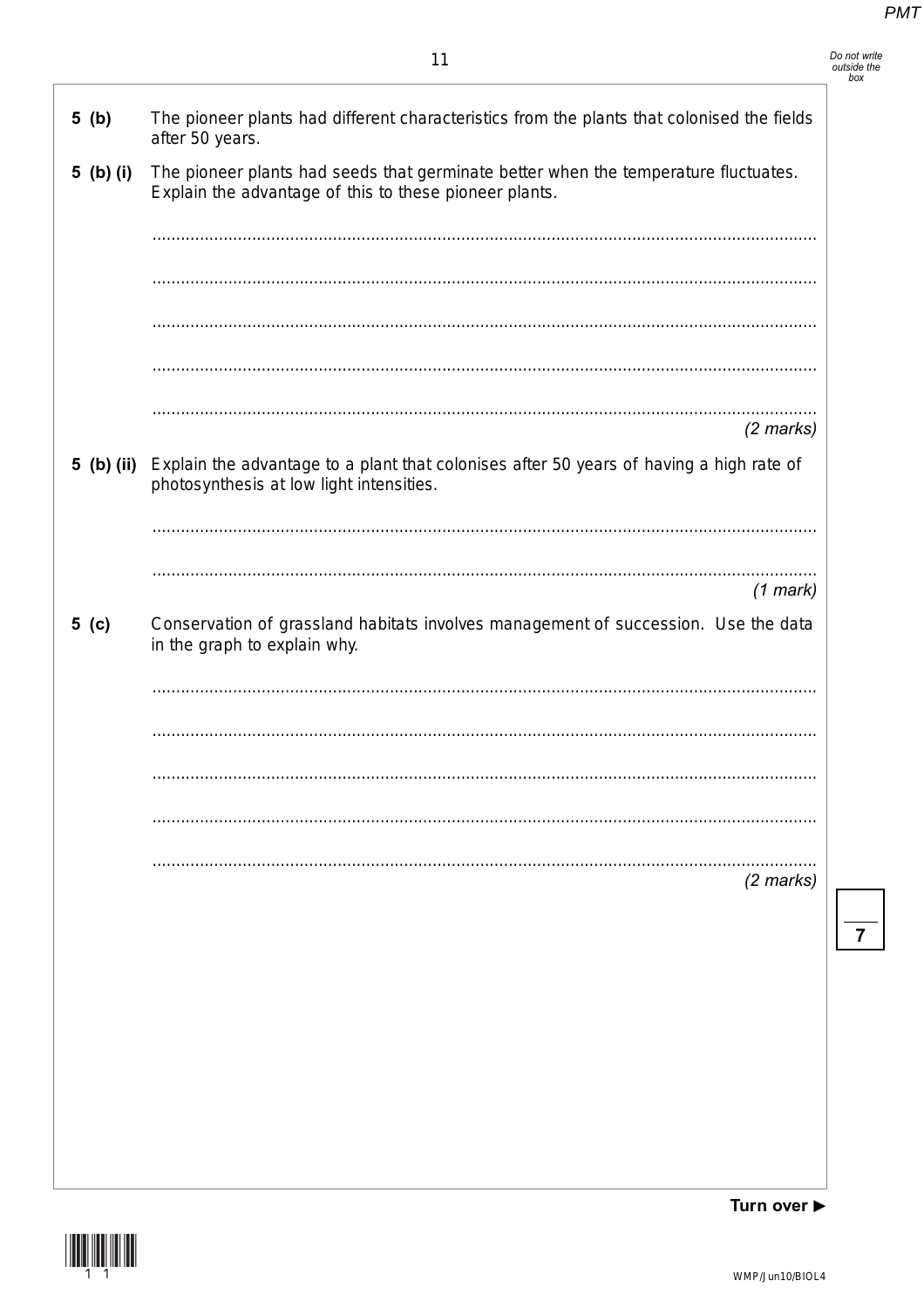**5 (b)** The pioneer plants had different characteristics from the plants that colonised the fields after 50 years.

**5 (b) (i)** The pioneer plants had seeds that germinate better when the temperature fluctuates. Explain the advantage of this to these pioneer plants.

..........................................................................................................................................

..........................................................................................................................................

..........................................................................................................................................

..........................................................................................................................................

..........................................................................................................................................

*(2 marks)*

**5 (b) (ii)** Explain the advantage to a plant that colonises after 50 years of having a high rate of photosynthesis at low light intensities.

..........................................................................................................................................

..........................................................................................................................................

*(1 mark)*

**5 (c)** Conservation of grassland habitats involves management of succession. Use the data in the graph to explain why.

..........................................................................................................................................

..........................................................................................................................................

..........................................................................................................................................

..........................................................................................................................................

..........................................................................................................................................

*(2 marks)*

**Turn over ►**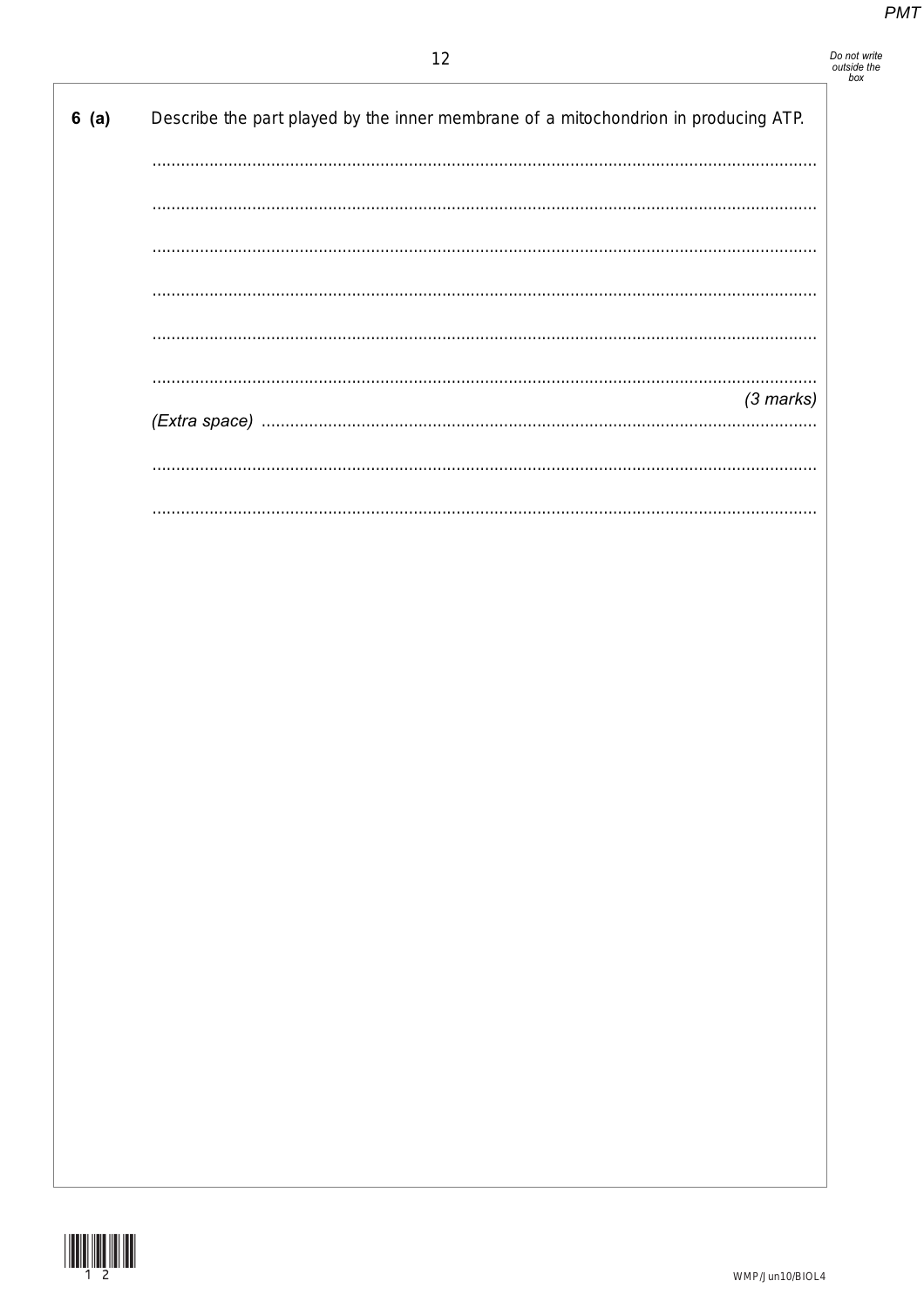**6 (a)** Describe the part played by the inner membrane of a mitochondrion in producing ATP.

.............................................................................................................................................

.............................................................................................................................................

.............................................................................................................................................

.............................................................................................................................................

.............................................................................................................................................

.............................................................................................................................................

*(3 marks)*

*(Extra space)* ..............................................................................................................

.............................................................................................................................................

.............................................................................................................................................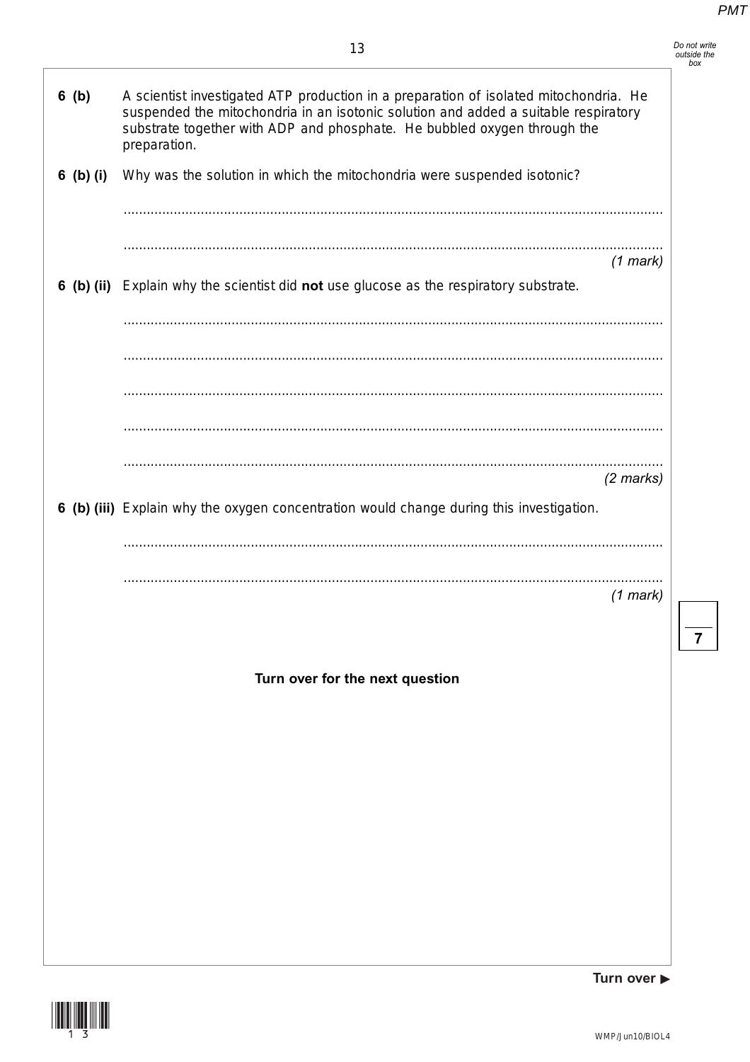**6 (b)** A scientist investigated ATP production in a preparation of isolated mitochondria. He suspended the mitochondria in an isotonic solution and added a suitable respiratory substrate together with ADP and phosphate. He bubbled oxygen through the preparation.

**6 (b) (i)** Why was the solution in which the mitochondria were suspended isotonic?

.............................................................................................................................................

.............................................................................................................................................
*(1 mark)*

**6 (b) (ii)** Explain why the scientist did **not** use glucose as the respiratory substrate.

.............................................................................................................................................

.............................................................................................................................................

.............................................................................................................................................

.............................................................................................................................................

.............................................................................................................................................
*(2 marks)*

**6 (b) (iii)** Explain why the oxygen concentration would change during this investigation.

.............................................................................................................................................

.............................................................................................................................................
*(1 mark)*

**Turn over for the next question**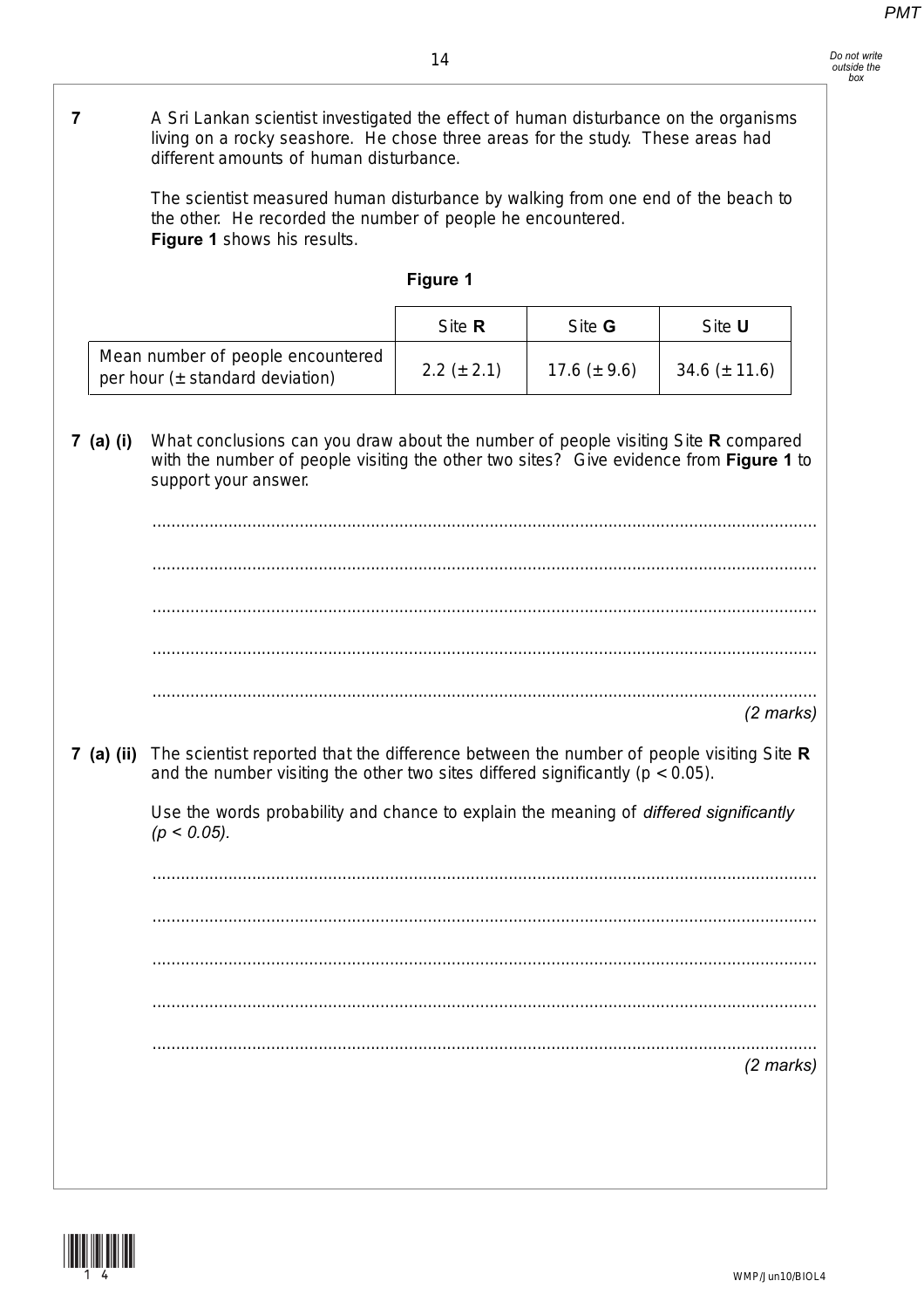**7** A Sri Lankan scientist investigated the effect of human disturbance on the organisms living on a rocky seashore. He chose three areas for the study. These areas had different amounts of human disturbance.

The scientist measured human disturbance by walking from one end of the beach to the other. He recorded the number of people he encountered. **Figure 1** shows his results.

**Figure 1**

| | Site **R** | Site **G** | Site **U** |
|---|---|---|---|
| Mean number of people encountered per hour (± standard deviation) | 2.2 (± 2.1) | 17.6 (± 9.6) | 34.6 (± 11.6) |

**7 (a) (i)** What conclusions can you draw about the number of people visiting Site **R** compared with the number of people visiting the other two sites? Give evidence from **Figure 1** to support your answer.

.............................................................................................................................................

.............................................................................................................................................

.............................................................................................................................................

.............................................................................................................................................

.............................................................................................................................................

*(2 marks)*

**7 (a) (ii)** The scientist reported that the difference between the number of people visiting Site **R** and the number visiting the other two sites differed significantly ($p < 0.05$).

Use the words probability and chance to explain the meaning of *differed significantly ($p < 0.05$).*

.............................................................................................................................................

.............................................................................................................................................

.............................................................................................................................................

.............................................................................................................................................

.............................................................................................................................................

*(2 marks)*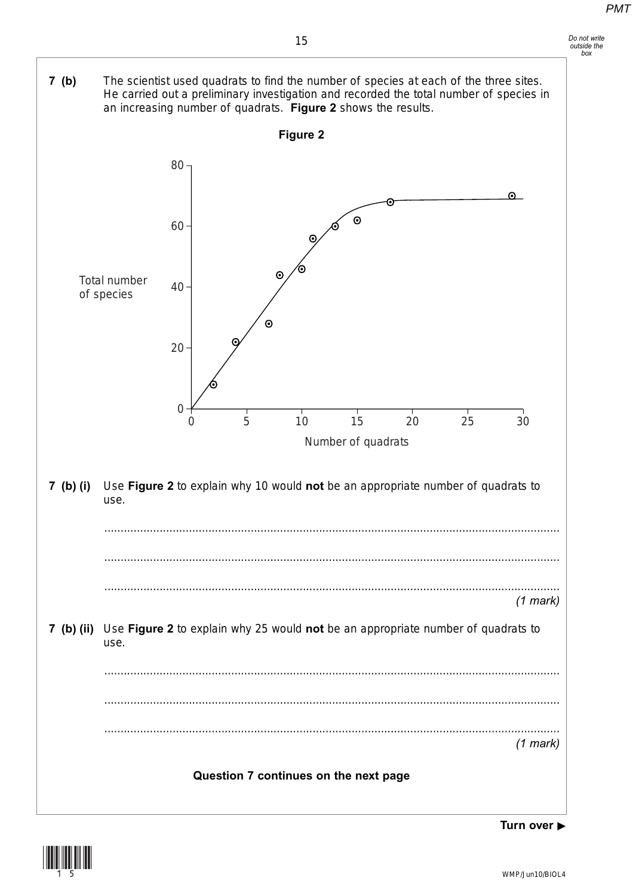**7 (b)** The scientist used quadrats to find the number of species at each of the three sites. He carried out a preliminary investigation and recorded the total number of species in an increasing number of quadrats. **Figure 2** shows the results.

**Figure 2**

**7 (b) (i)** Use **Figure 2** to explain why 10 would **not** be an appropriate number of quadrats to use.

.............................................................................................................................................

.............................................................................................................................................

.............................................................................................................................................
*(1 mark)*

**7 (b) (ii)** Use **Figure 2** to explain why 25 would **not** be an appropriate number of quadrats to use.

.............................................................................................................................................

.............................................................................................................................................

.............................................................................................................................................
*(1 mark)*

**Question 7 continues on the next page**

**Turn over ▶**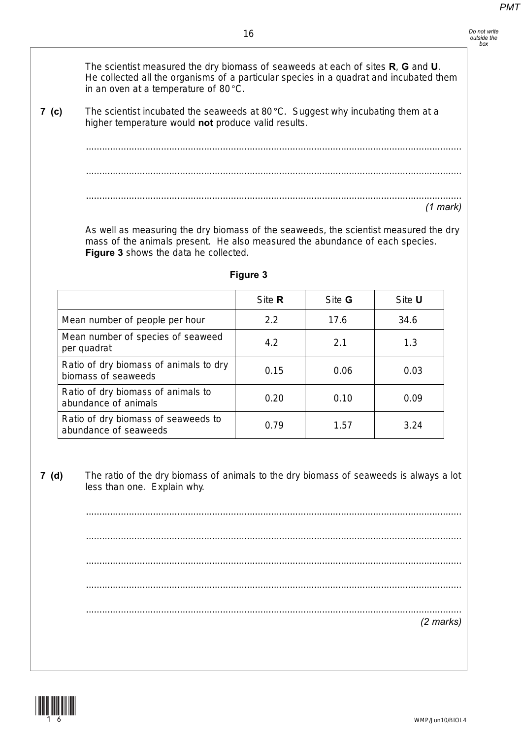The scientist measured the dry biomass of seaweeds at each of sites **R**, **G** and **U**. He collected all the organisms of a particular species in a quadrat and incubated them in an oven at a temperature of 80 °C.

**7 (c)** The scientist incubated the seaweeds at 80 °C. Suggest why incubating them at a higher temperature would **not** produce valid results.

.............................................................................................................................................

.............................................................................................................................................

.............................................................................................................................................

*(1 mark)*

As well as measuring the dry biomass of the seaweeds, the scientist measured the dry mass of the animals present. He also measured the abundance of each species. **Figure 3** shows the data he collected.

**Figure 3**

| | Site **R** | Site **G** | Site **U** |
|---|---|---|---|
| Mean number of people per hour | 2.2 | 17.6 | 34.6 |
| Mean number of species of seaweed per quadrat | 4.2 | 2.1 | 1.3 |
| Ratio of dry biomass of animals to dry biomass of seaweeds | 0.15 | 0.06 | 0.03 |
| Ratio of dry biomass of animals to abundance of animals | 0.20 | 0.10 | 0.09 |
| Ratio of dry biomass of seaweeds to abundance of seaweeds | 0.79 | 1.57 | 3.24 |

**7 (d)** The ratio of the dry biomass of animals to the dry biomass of seaweeds is always a lot less than one. Explain why.

.............................................................................................................................................

.............................................................................................................................................

.............................................................................................................................................

.............................................................................................................................................

.............................................................................................................................................

*(2 marks)*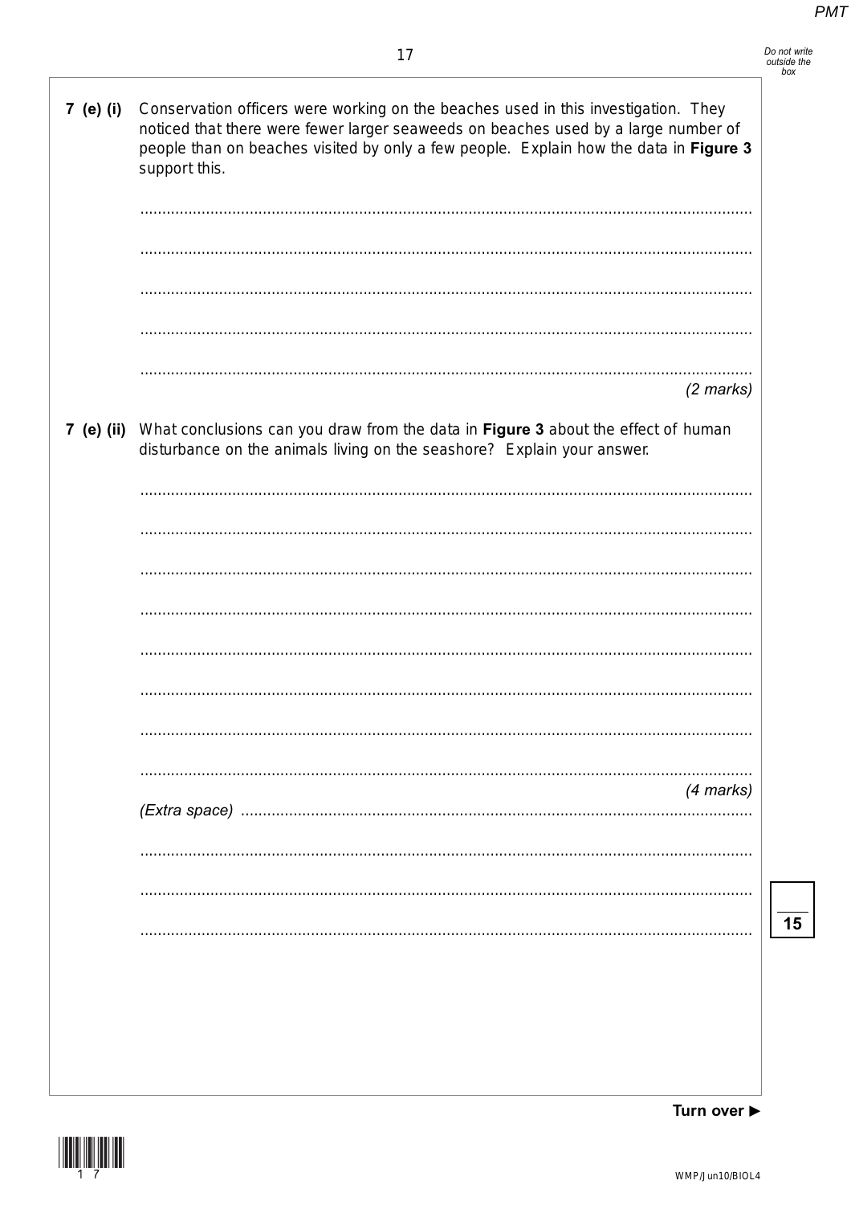**7 (e) (i)** Conservation officers were working on the beaches used in this investigation. They noticed that there were fewer larger seaweeds on beaches used by a large number of people than on beaches visited by only a few people. Explain how the data in **Figure 3** support this.

..........................................................................................................................................

..........................................................................................................................................

..........................................................................................................................................

..........................................................................................................................................

..........................................................................................................................................

*(2 marks)*

**7 (e) (ii)** What conclusions can you draw from the data in **Figure 3** about the effect of human disturbance on the animals living on the seashore? Explain your answer.

..........................................................................................................................................

..........................................................................................................................................

..........................................................................................................................................

..........................................................................................................................................

..........................................................................................................................................

..........................................................................................................................................

..........................................................................................................................................

..........................................................................................................................................

*(4 marks)*

*(Extra space)* ..........................................................................................................................

..........................................................................................................................................

..........................................................................................................................................

..........................................................................................................................................

**15**

**Turn over ►**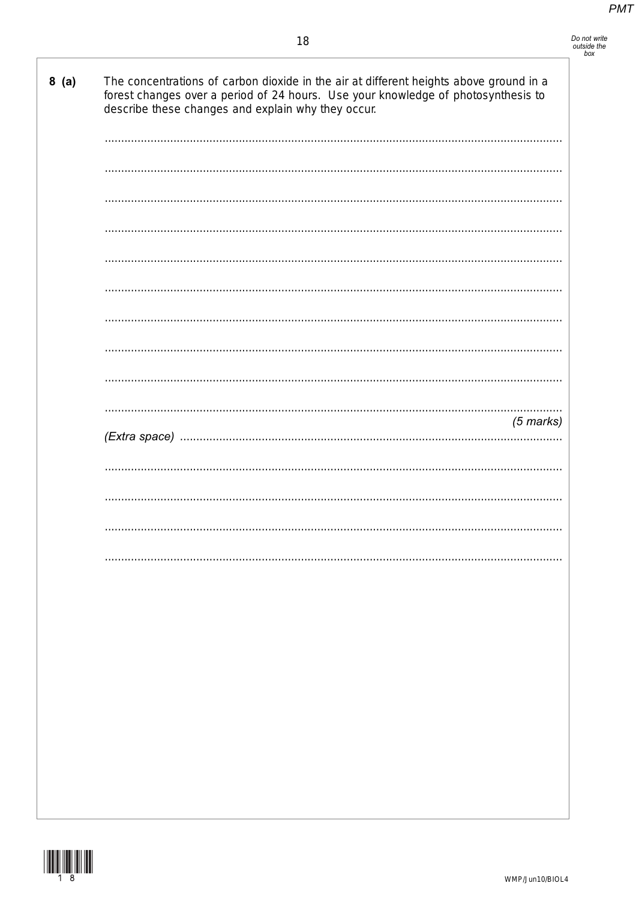**8 (a)** The concentrations of carbon dioxide in the air at different heights above ground in a forest changes over a period of 24 hours. Use your knowledge of photosynthesis to describe these changes and explain why they occur.

.........................................................................................................................................

.........................................................................................................................................

.........................................................................................................................................

.........................................................................................................................................

.........................................................................................................................................

.........................................................................................................................................

.........................................................................................................................................

.........................................................................................................................................

.........................................................................................................................................

.........................................................................................................................................

*(5 marks)*

*(Extra space)* ..................................................................................................................

.........................................................................................................................................

.........................................................................................................................................

.........................................................................................................................................

.........................................................................................................................................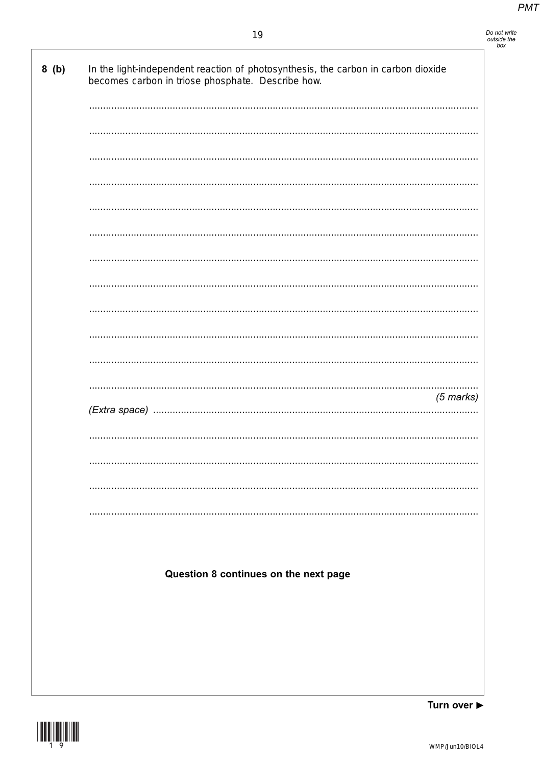**8 (b)** In the light-independent reaction of photosynthesis, the carbon in carbon dioxide becomes carbon in triose phosphate. Describe how.

.............................................................................................................................................

.............................................................................................................................................

.............................................................................................................................................

.............................................................................................................................................

.............................................................................................................................................

.............................................................................................................................................

.............................................................................................................................................

.............................................................................................................................................

.............................................................................................................................................

.............................................................................................................................................

.............................................................................................................................................

.............................................................................................................................................

*(5 marks)*

*(Extra space)* .............................................................................................................................

.............................................................................................................................................

.............................................................................................................................................

.............................................................................................................................................

.............................................................................................................................................

**Question 8 continues on the next page**

**Turn over ►**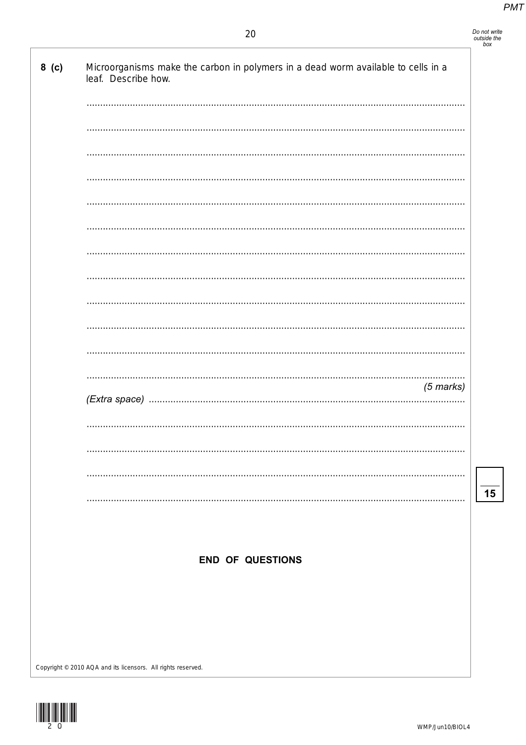**8 (c)** Microorganisms make the carbon in polymers in a dead worm available to cells in a leaf. Describe how.

..........................................................................................................................................

..........................................................................................................................................

..........................................................................................................................................

..........................................................................................................................................

..........................................................................................................................................

..........................................................................................................................................

..........................................................................................................................................

..........................................................................................................................................

..........................................................................................................................................

..........................................................................................................................................

..........................................................................................................................................

..........................................................................................................................................

*(5 marks)*

*(Extra space)* ..........................................................................................................................

..........................................................................................................................................

..........................................................................................................................................

..........................................................................................................................................

..........................................................................................................................................

15

**END OF QUESTIONS**

Copyright © 2010 AQA and its licensors. All rights reserved.